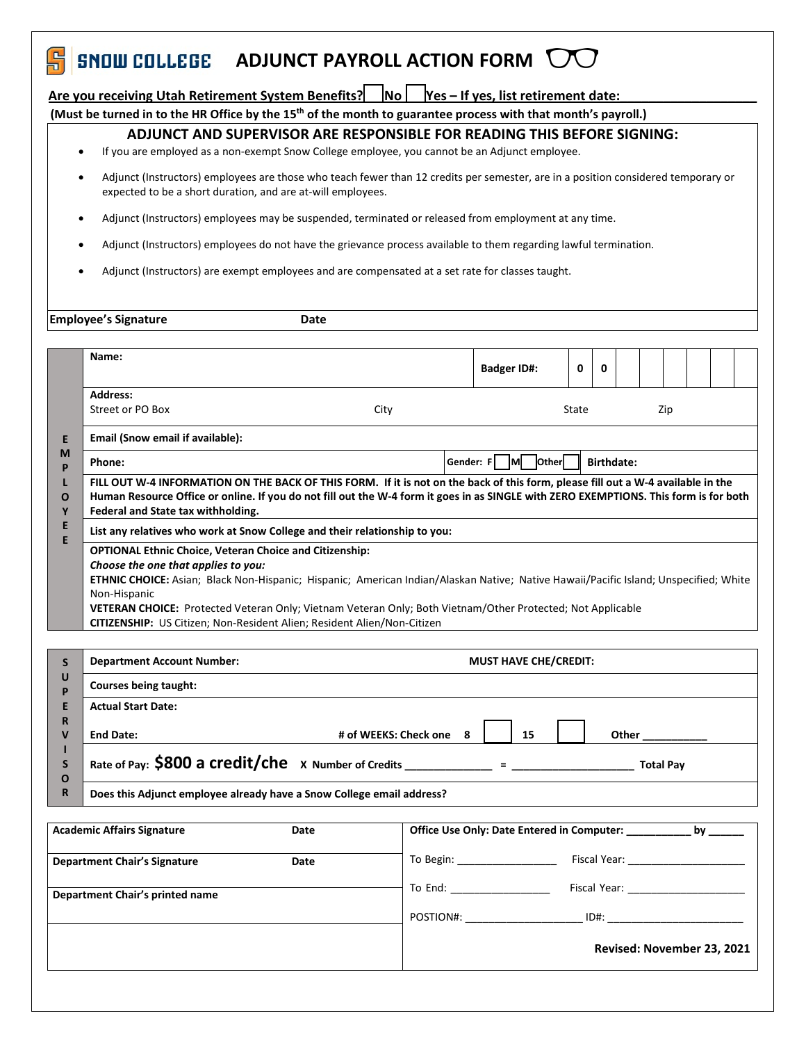# SNOW COLLEGE ADJUNCT PAYROLL ACTION FORM

**Are you receiving Utah Retirement System Benefits? ☐ No ☐ Yes – If yes, list retirement date:\_\_\_\_\_\_\_\_\_\_\_\_\_\_\_\_\_\_**

**(Must be turned in to the HR Office by the 15th of the month to guarantee process with that month's payroll.)**

## ADJUNCT AND SUPERVISOR ARE RESPONSIBLE FOR READING THIS BEFORE SIGNING:

- If you are employed as a non-exempt Snow College employee, you cannot be an Adjunct employee.
- Adjunct (Instructors) employees are those who teach fewer than 12 credits per semester, are in a position considered temporary or expected to be a short duration, and are at-will employees.
- Adjunct (Instructors) employees may be suspended, terminated or released from employment at any time.
- Adjunct (Instructors) employees do not have the grievance process available to them regarding lawful termination.
- Adjunct (Instructors) are exempt employees and are compensated at a set rate for classes taught.

**Employee's Signature** **Date**

## EMPLOYEE

| | | | |
|---|---|---|---|
| **Name:** | | **Badger ID#:** | 0 0 |
| **Address:** Street or PO Box | City | State | Zip |
| **Email (Snow email if available):** | | | |
| **Phone:** | | **Gender:** F ☐ M ☐ Other ☐ | **Birthdate:** |

**FILL OUT W-4 INFORMATION ON THE BACK OF THIS FORM. If it is not on the back of this form, please fill out a W-4 available in the Human Resource Office or online. If you do not fill out the W-4 form it goes in as SINGLE with ZERO EXEMPTIONS. This form is for both Federal and State tax withholding.**

**List any relatives who work at Snow College and their relationship to you:**

**OPTIONAL Ethnic Choice, Veteran Choice and Citizenship:**
***Choose the one that applies to you:***
**ETHNIC CHOICE:** Asian; Black Non-Hispanic; Hispanic; American Indian/Alaskan Native; Native Hawaii/Pacific Island; Unspecified; White Non-Hispanic
**VETERAN CHOICE:** Protected Veteran Only; Vietnam Veteran Only; Both Vietnam/Other Protected; Not Applicable
**CITIZENSHIP:** US Citizen; Non-Resident Alien; Resident Alien/Non-Citizen

## SUPERVISOR

**Department Account Number:** **MUST HAVE CHE/CREDIT:**

**Courses being taught:**

**Actual Start Date:**

**End Date:** **# of WEEKS: Check one** 8 ☐ 15 ☐ Other \_\_\_\_\_\_\_\_\_\_\_

**Rate of Pay: $800 a credit/che** X **Number of Credits** \_\_\_\_\_\_\_\_\_\_\_\_\_\_ = \_\_\_\_\_\_\_\_\_\_\_\_\_\_\_\_\_\_\_\_ **Total Pay**

**Does this Adjunct employee already have a Snow College email address?**

| | |
|---|---|
| **Academic Affairs Signature** **Date** | **Office Use Only: Date Entered in Computer:** \_\_\_\_\_\_\_\_\_\_\_ **by** \_\_\_\_\_\_ |
| **Department Chair's Signature** **Date** | To Begin: \_\_\_\_\_\_\_\_\_\_\_\_\_\_\_\_ Fiscal Year: \_\_\_\_\_\_\_\_\_\_\_\_\_\_\_\_\_\_\_ |
| **Department Chair's printed name** | To End: \_\_\_\_\_\_\_\_\_\_\_\_\_\_\_\_ Fiscal Year: \_\_\_\_\_\_\_\_\_\_\_\_\_\_\_\_\_\_\_ |
| | POSTION#: \_\_\_\_\_\_\_\_\_\_\_\_\_\_\_\_\_\_\_ ID#: \_\_\_\_\_\_\_\_\_\_\_\_\_\_\_\_\_\_\_\_\_\_\_ |
| | **Revised: November 23, 2021** |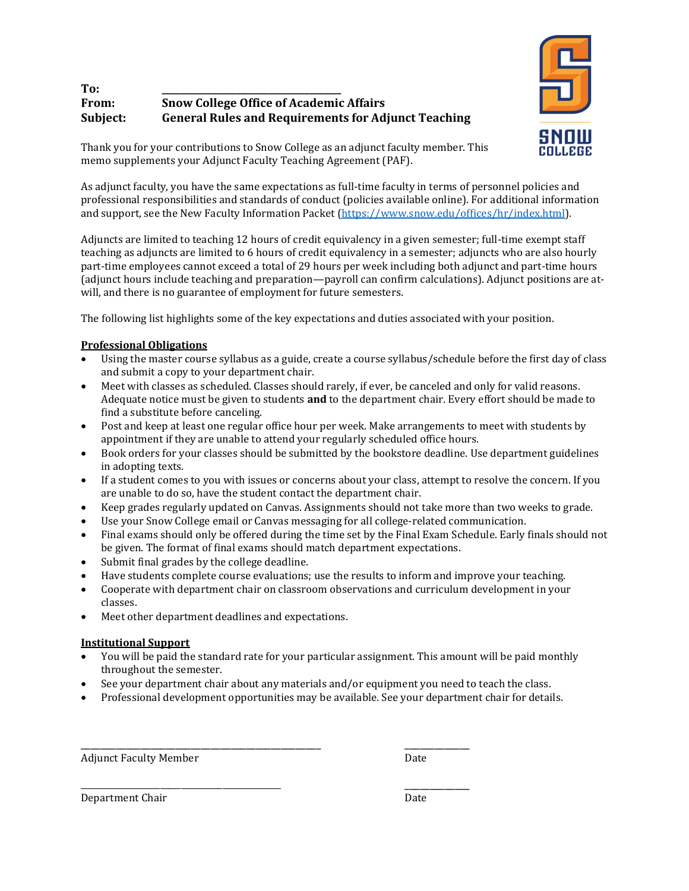**To:** ________________________________

**From:** **Snow College Office of Academic Affairs**

**Subject:** **General Rules and Requirements for Adjunct Teaching**

Thank you for your contributions to Snow College as an adjunct faculty member. This memo supplements your Adjunct Faculty Teaching Agreement (PAF).

As adjunct faculty, you have the same expectations as full-time faculty in terms of personnel policies and professional responsibilities and standards of conduct (policies available online). For additional information and support, see the New Faculty Information Packet (https://www.snow.edu/offices/hr/index.html).

Adjuncts are limited to teaching 12 hours of credit equivalency in a given semester; full-time exempt staff teaching as adjuncts are limited to 6 hours of credit equivalency in a semester; adjuncts who are also hourly part-time employees cannot exceed a total of 29 hours per week including both adjunct and part-time hours (adjunct hours include teaching and preparation—payroll can confirm calculations). Adjunct positions are at-will, and there is no guarantee of employment for future semesters.

The following list highlights some of the key expectations and duties associated with your position.

**Professional Obligations**

- Using the master course syllabus as a guide, create a course syllabus/schedule before the first day of class and submit a copy to your department chair.
- Meet with classes as scheduled. Classes should rarely, if ever, be canceled and only for valid reasons. Adequate notice must be given to students **and** to the department chair. Every effort should be made to find a substitute before canceling.
- Post and keep at least one regular office hour per week. Make arrangements to meet with students by appointment if they are unable to attend your regularly scheduled office hours.
- Book orders for your classes should be submitted by the bookstore deadline. Use department guidelines in adopting texts.
- If a student comes to you with issues or concerns about your class, attempt to resolve the concern. If you are unable to do so, have the student contact the department chair.
- Keep grades regularly updated on Canvas. Assignments should not take more than two weeks to grade.
- Use your Snow College email or Canvas messaging for all college-related communication.
- Final exams should only be offered during the time set by the Final Exam Schedule. Early finals should not be given. The format of final exams should match department expectations.
- Submit final grades by the college deadline.
- Have students complete course evaluations; use the results to inform and improve your teaching.
- Cooperate with department chair on classroom observations and curriculum development in your classes.
- Meet other department deadlines and expectations.

**Institutional Support**

- You will be paid the standard rate for your particular assignment. This amount will be paid monthly throughout the semester.
- See your department chair about any materials and/or equipment you need to teach the class.
- Professional development opportunities may be available. See your department chair for details.

______________________________________ ____________

Adjunct Faculty Member Date

______________________________________ ____________

Department Chair Date